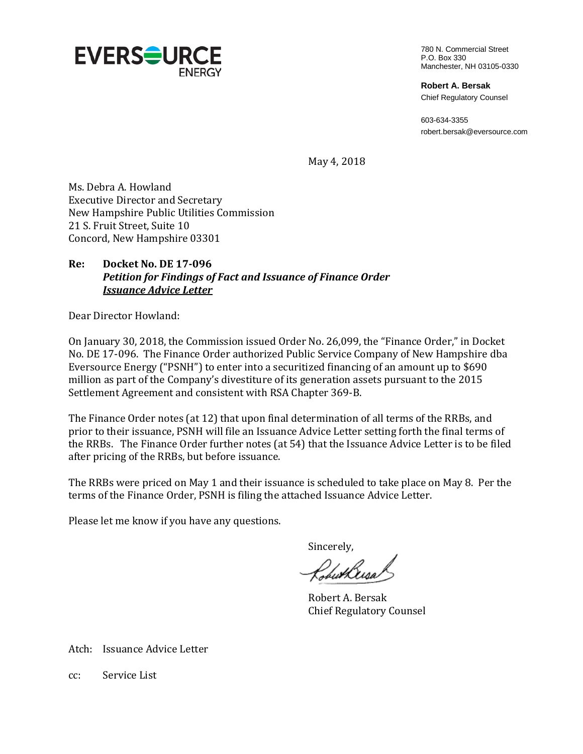EVERSOURCE ENERGY

780 N. Commercial Street
P.O. Box 330
Manchester, NH 03105-0330

**Robert A. Bersak**
Chief Regulatory Counsel

603-634-3355
robert.bersak@eversource.com

May 4, 2018

Ms. Debra A. Howland
Executive Director and Secretary
New Hampshire Public Utilities Commission
21 S. Fruit Street, Suite 10
Concord, New Hampshire 03301

**Re: Docket No. DE 17-096**
***Petition for Findings of Fact and Issuance of Finance Order***
***<u>Issuance Advice Letter</u>***

Dear Director Howland:

On January 30, 2018, the Commission issued Order No. 26,099, the "Finance Order," in Docket No. DE 17-096. The Finance Order authorized Public Service Company of New Hampshire dba Eversource Energy ("PSNH") to enter into a securitized financing of an amount up to $690 million as part of the Company's divestiture of its generation assets pursuant to the 2015 Settlement Agreement and consistent with RSA Chapter 369-B.

The Finance Order notes (at 12) that upon final determination of all terms of the RRBs, and prior to their issuance, PSNH will file an Issuance Advice Letter setting forth the final terms of the RRBs. The Finance Order further notes (at 54) that the Issuance Advice Letter is to be filed after pricing of the RRBs, but before issuance.

The RRBs were priced on May 1 and their issuance is scheduled to take place on May 8. Per the terms of the Finance Order, PSNH is filing the attached Issuance Advice Letter.

Please let me know if you have any questions.

Sincerely,

Robert A. Bersak
Chief Regulatory Counsel

Atch: Issuance Advice Letter

cc: Service List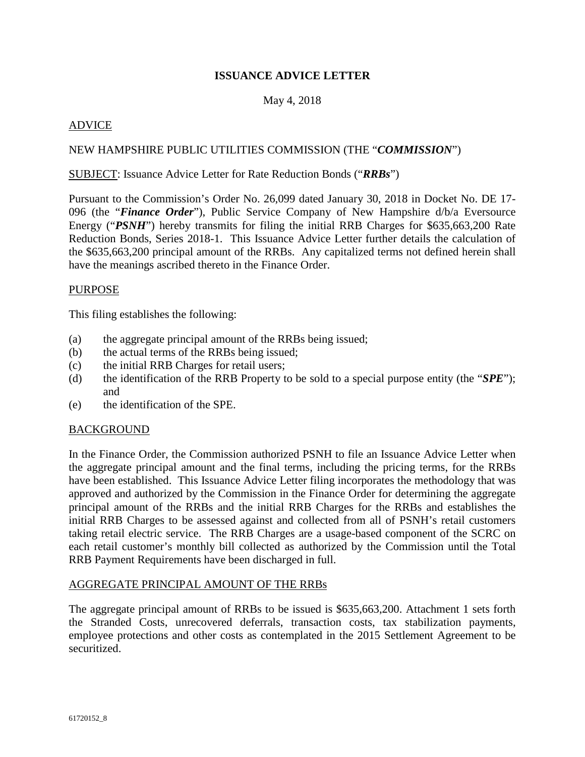# ISSUANCE ADVICE LETTER

May 4, 2018

ADVICE

NEW HAMPSHIRE PUBLIC UTILITIES COMMISSION (THE "***COMMISSION***")

SUBJECT: Issuance Advice Letter for Rate Reduction Bonds ("***RRBs***")

Pursuant to the Commission's Order No. 26,099 dated January 30, 2018 in Docket No. DE 17-096 (the "***Finance Order***"), Public Service Company of New Hampshire d/b/a Eversource Energy ("***PSNH***") hereby transmits for filing the initial RRB Charges for $635,663,200 Rate Reduction Bonds, Series 2018-1. This Issuance Advice Letter further details the calculation of the $635,663,200 principal amount of the RRBs. Any capitalized terms not defined herein shall have the meanings ascribed thereto in the Finance Order.

PURPOSE

This filing establishes the following:

(a) the aggregate principal amount of the RRBs being issued;
(b) the actual terms of the RRBs being issued;
(c) the initial RRB Charges for retail users;
(d) the identification of the RRB Property to be sold to a special purpose entity (the "***SPE***"); and
(e) the identification of the SPE.

BACKGROUND

In the Finance Order, the Commission authorized PSNH to file an Issuance Advice Letter when the aggregate principal amount and the final terms, including the pricing terms, for the RRBs have been established. This Issuance Advice Letter filing incorporates the methodology that was approved and authorized by the Commission in the Finance Order for determining the aggregate principal amount of the RRBs and the initial RRB Charges for the RRBs and establishes the initial RRB Charges to be assessed against and collected from all of PSNH's retail customers taking retail electric service. The RRB Charges are a usage-based component of the SCRC on each retail customer's monthly bill collected as authorized by the Commission until the Total RRB Payment Requirements have been discharged in full.

AGGREGATE PRINCIPAL AMOUNT OF THE RRBs

The aggregate principal amount of RRBs to be issued is $635,663,200. Attachment 1 sets forth the Stranded Costs, unrecovered deferrals, transaction costs, tax stabilization payments, employee protections and other costs as contemplated in the 2015 Settlement Agreement to be securitized.

61720152_8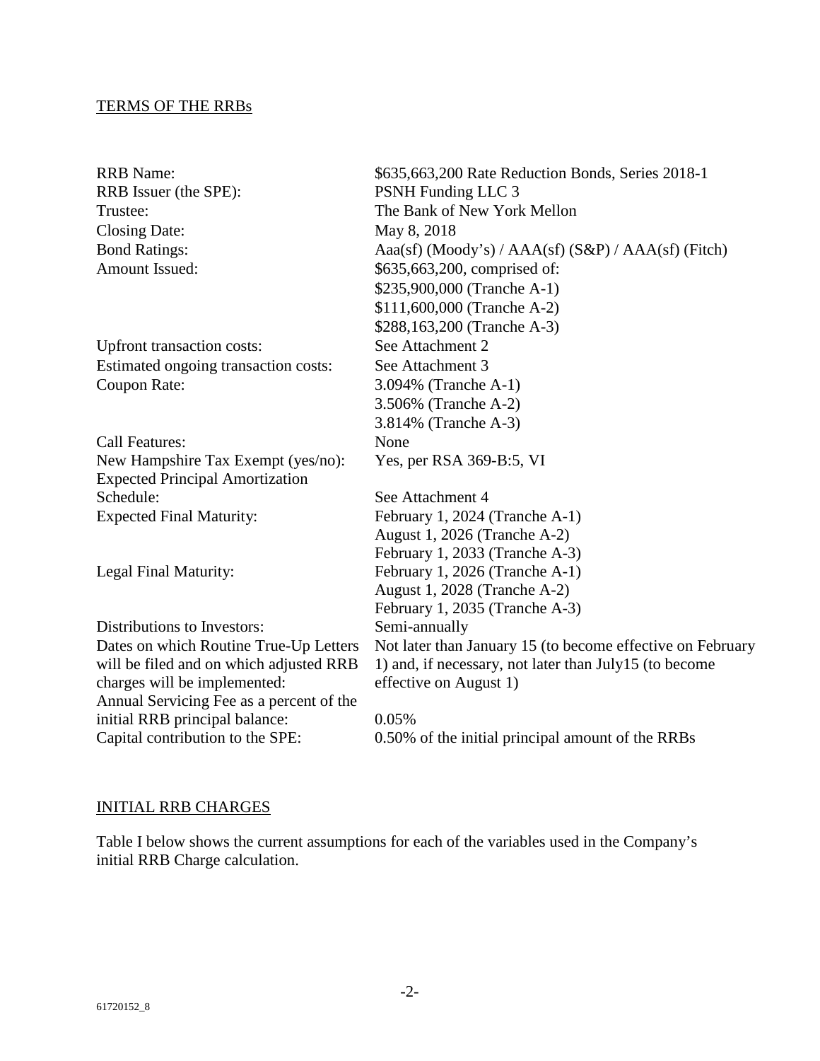TERMS OF THE RRBs

| | |
|---|---|
| RRB Name: | $635,663,200 Rate Reduction Bonds, Series 2018-1 |
| RRB Issuer (the SPE): | PSNH Funding LLC 3 |
| Trustee: | The Bank of New York Mellon |
| Closing Date: | May 8, 2018 |
| Bond Ratings: | Aaa(sf) (Moody's) / AAA(sf) (S&P) / AAA(sf) (Fitch) |
| Amount Issued: | $635,663,200, comprised of:<br>$235,900,000 (Tranche A-1)<br>$111,600,000 (Tranche A-2)<br>$288,163,200 (Tranche A-3) |
| Upfront transaction costs: | See Attachment 2 |
| Estimated ongoing transaction costs: | See Attachment 3 |
| Coupon Rate: | 3.094% (Tranche A-1)<br>3.506% (Tranche A-2)<br>3.814% (Tranche A-3) |
| Call Features: | None |
| New Hampshire Tax Exempt (yes/no): | Yes, per RSA 369-B:5, VI |
| Expected Principal Amortization Schedule: | See Attachment 4 |
| Expected Final Maturity: | February 1, 2024 (Tranche A-1)<br>August 1, 2026 (Tranche A-2)<br>February 1, 2033 (Tranche A-3) |
| Legal Final Maturity: | February 1, 2026 (Tranche A-1)<br>August 1, 2028 (Tranche A-2)<br>February 1, 2035 (Tranche A-3) |
| Distributions to Investors: | Semi-annually |
| Dates on which Routine True-Up Letters will be filed and on which adjusted RRB charges will be implemented: | Not later than January 15 (to become effective on February 1) and, if necessary, not later than July15 (to become effective on August 1) |
| Annual Servicing Fee as a percent of the initial RRB principal balance: | 0.05% |
| Capital contribution to the SPE: | 0.50% of the initial principal amount of the RRBs |

INITIAL RRB CHARGES

Table I below shows the current assumptions for each of the variables used in the Company's initial RRB Charge calculation.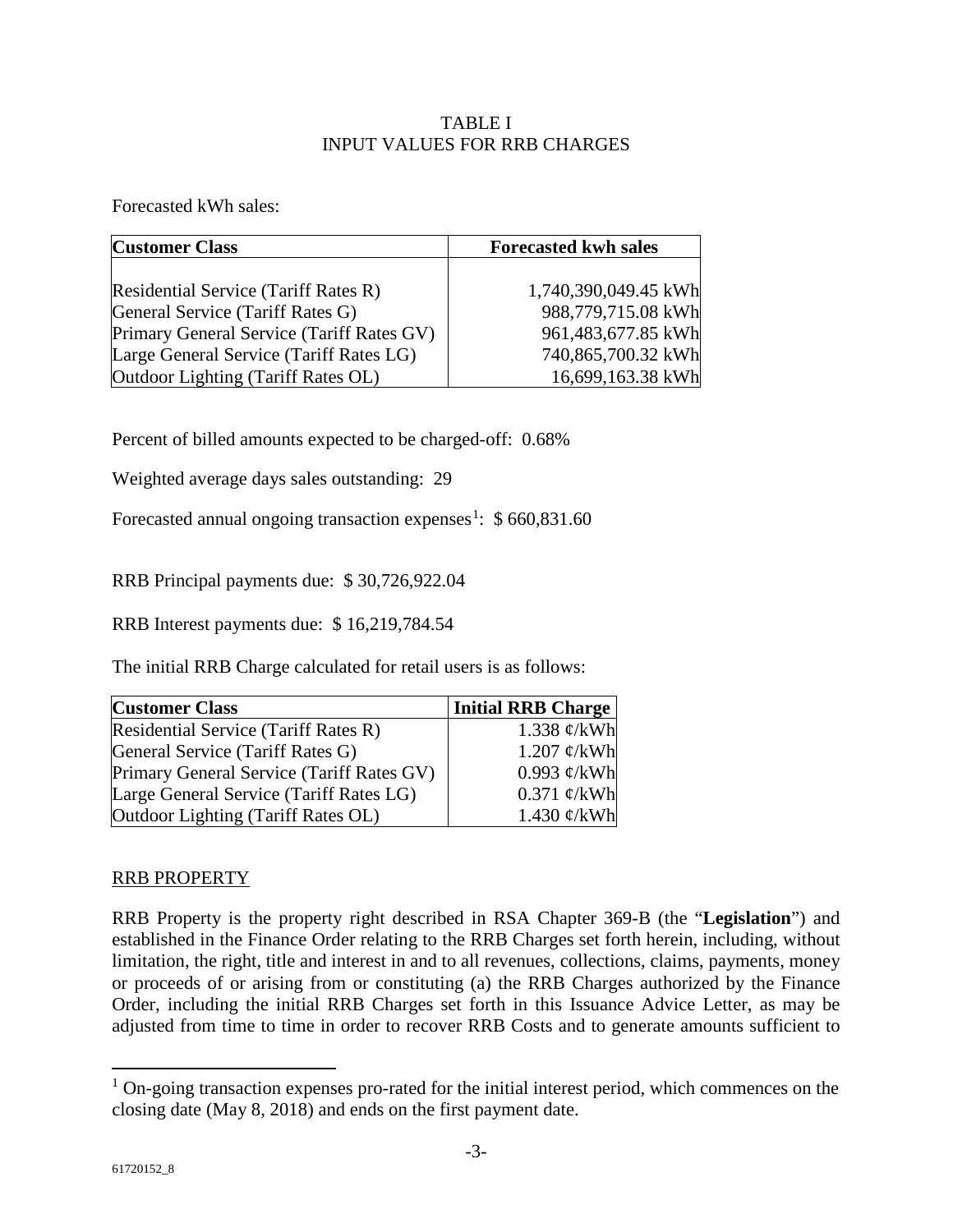TABLE I
INPUT VALUES FOR RRB CHARGES

Forecasted kWh sales:

| Customer Class | Forecasted kwh sales |
|---|---|
| Residential Service (Tariff Rates R) | 1,740,390,049.45 kWh |
| General Service (Tariff Rates G) | 988,779,715.08 kWh |
| Primary General Service (Tariff Rates GV) | 961,483,677.85 kWh |
| Large General Service (Tariff Rates LG) | 740,865,700.32 kWh |
| Outdoor Lighting (Tariff Rates OL) | 16,699,163.38 kWh |

Percent of billed amounts expected to be charged-off: 0.68%

Weighted average days sales outstanding: 29

Forecasted annual ongoing transaction expenses[1]: $ 660,831.60

RRB Principal payments due: $ 30,726,922.04

RRB Interest payments due: $ 16,219,784.54

The initial RRB Charge calculated for retail users is as follows:

| Customer Class | Initial RRB Charge |
|---|---|
| Residential Service (Tariff Rates R) | 1.338 ¢/kWh |
| General Service (Tariff Rates G) | 1.207 ¢/kWh |
| Primary General Service (Tariff Rates GV) | 0.993 ¢/kWh |
| Large General Service (Tariff Rates LG) | 0.371 ¢/kWh |
| Outdoor Lighting (Tariff Rates OL) | 1.430 ¢/kWh |

RRB PROPERTY

RRB Property is the property right described in RSA Chapter 369-B (the "**Legislation**") and established in the Finance Order relating to the RRB Charges set forth herein, including, without limitation, the right, title and interest in and to all revenues, collections, claims, payments, money or proceeds of or arising from or constituting (a) the RRB Charges authorized by the Finance Order, including the initial RRB Charges set forth in this Issuance Advice Letter, as may be adjusted from time to time in order to recover RRB Costs and to generate amounts sufficient to

[1] On-going transaction expenses pro-rated for the initial interest period, which commences on the closing date (May 8, 2018) and ends on the first payment date.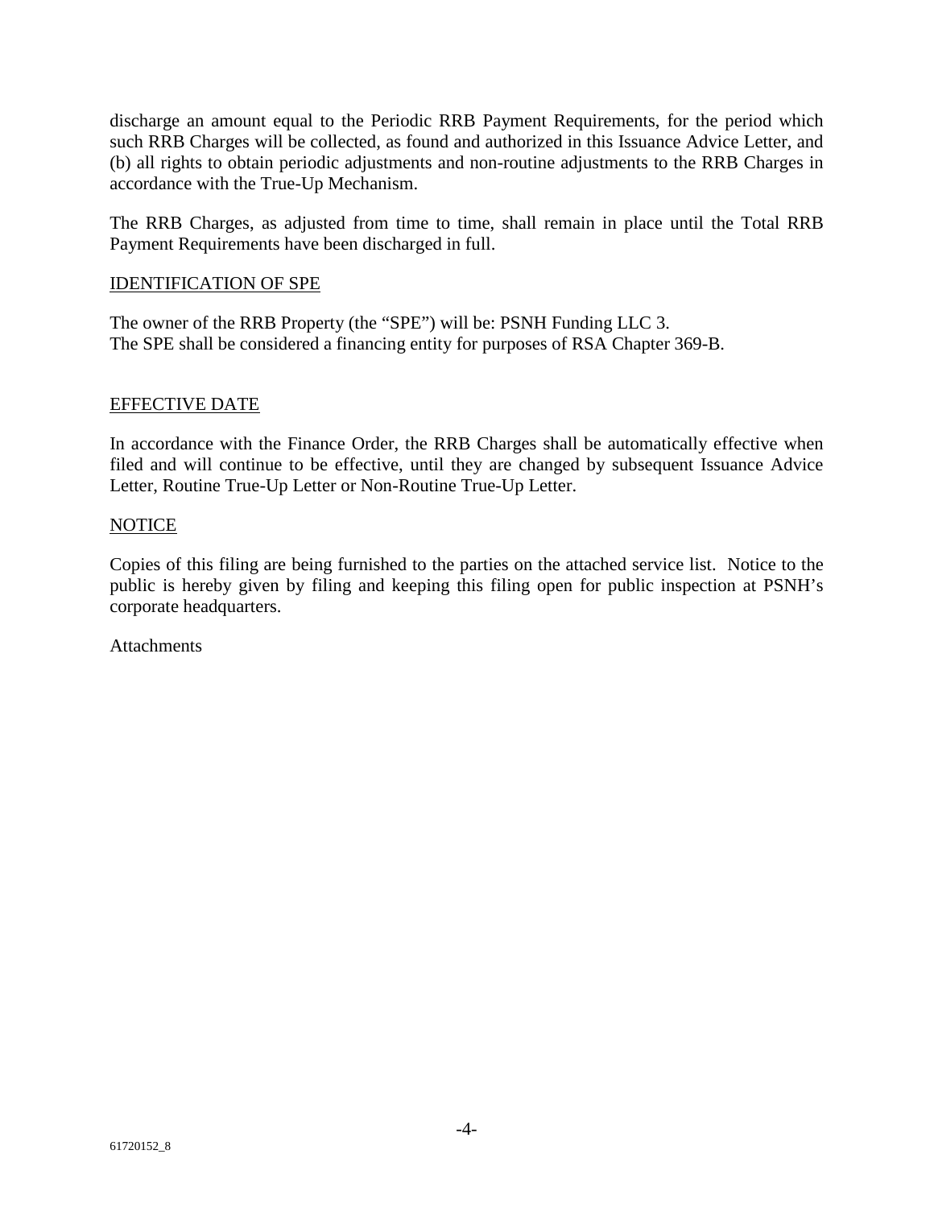discharge an amount equal to the Periodic RRB Payment Requirements, for the period which such RRB Charges will be collected, as found and authorized in this Issuance Advice Letter, and (b) all rights to obtain periodic adjustments and non-routine adjustments to the RRB Charges in accordance with the True-Up Mechanism.

The RRB Charges, as adjusted from time to time, shall remain in place until the Total RRB Payment Requirements have been discharged in full.

IDENTIFICATION OF SPE

The owner of the RRB Property (the "SPE") will be: PSNH Funding LLC 3.
The SPE shall be considered a financing entity for purposes of RSA Chapter 369-B.

EFFECTIVE DATE

In accordance with the Finance Order, the RRB Charges shall be automatically effective when filed and will continue to be effective, until they are changed by subsequent Issuance Advice Letter, Routine True-Up Letter or Non-Routine True-Up Letter.

NOTICE

Copies of this filing are being furnished to the parties on the attached service list. Notice to the public is hereby given by filing and keeping this filing open for public inspection at PSNH's corporate headquarters.

Attachments

61720152_8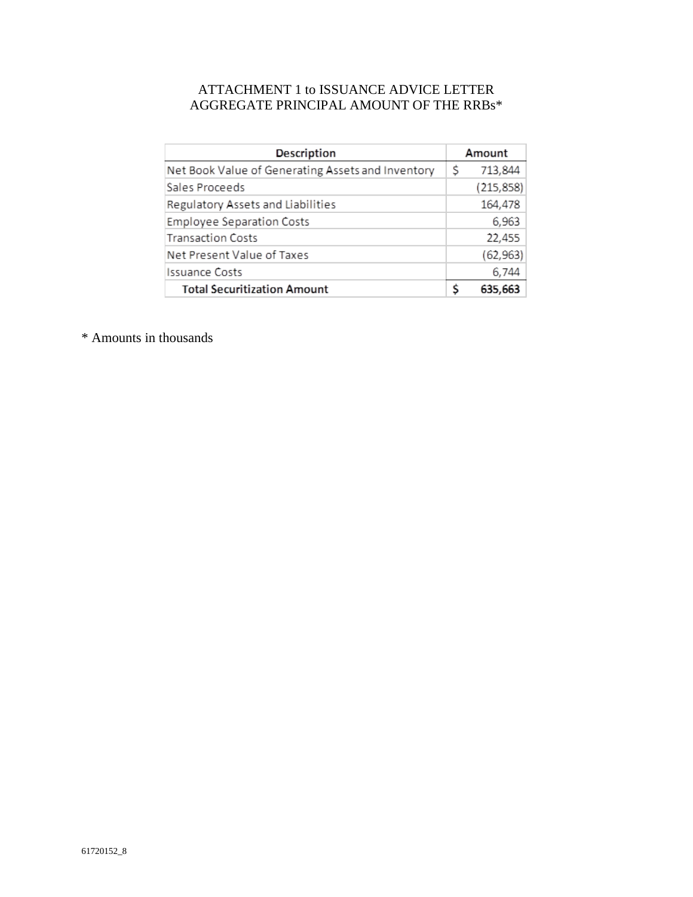ATTACHMENT 1 to ISSUANCE ADVICE LETTER
AGGREGATE PRINCIPAL AMOUNT OF THE RRBs*

| Description | Amount |
| --- | --- |
| Net Book Value of Generating Assets and Inventory | $ 713,844 |
| Sales Proceeds | (215,858) |
| Regulatory Assets and Liabilities | 164,478 |
| Employee Separation Costs | 6,963 |
| Transaction Costs | 22,455 |
| Net Present Value of Taxes | (62,963) |
| Issuance Costs | 6,744 |
| **Total Securitization Amount** | **$ 635,663** |

* Amounts in thousands

61720152_8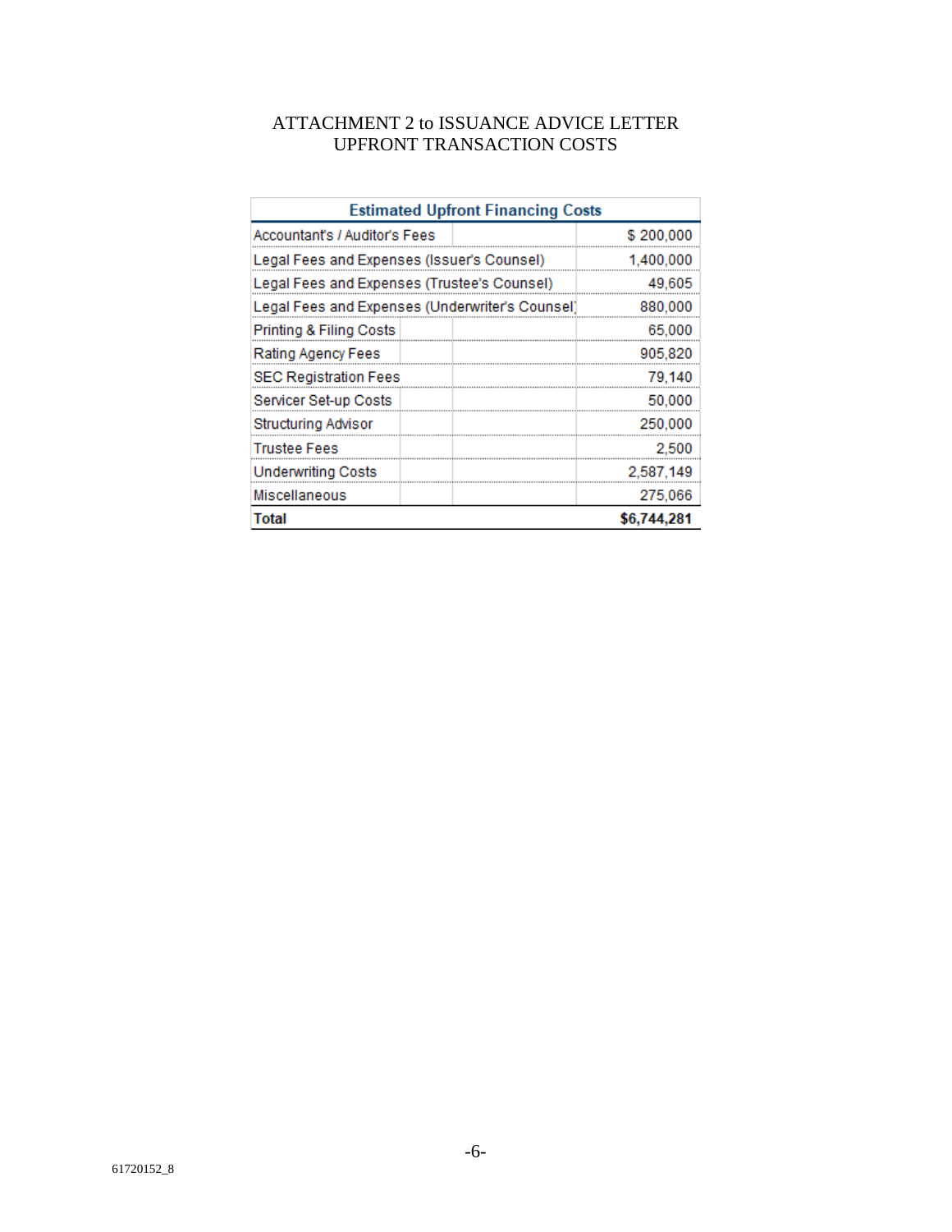ATTACHMENT 2 to ISSUANCE ADVICE LETTER
UPFRONT TRANSACTION COSTS

| Estimated Upfront Financing Costs | |
|---|---|
| Accountant's / Auditor's Fees | $ 200,000 |
| Legal Fees and Expenses (Issuer's Counsel) | 1,400,000 |
| Legal Fees and Expenses (Trustee's Counsel) | 49,605 |
| Legal Fees and Expenses (Underwriter's Counsel) | 880,000 |
| Printing & Filing Costs | 65,000 |
| Rating Agency Fees | 905,820 |
| SEC Registration Fees | 79,140 |
| Servicer Set-up Costs | 50,000 |
| Structuring Advisor | 250,000 |
| Trustee Fees | 2,500 |
| Underwriting Costs | 2,587,149 |
| Miscellaneous | 275,066 |
| **Total** | **$6,744,281** |

61720152_8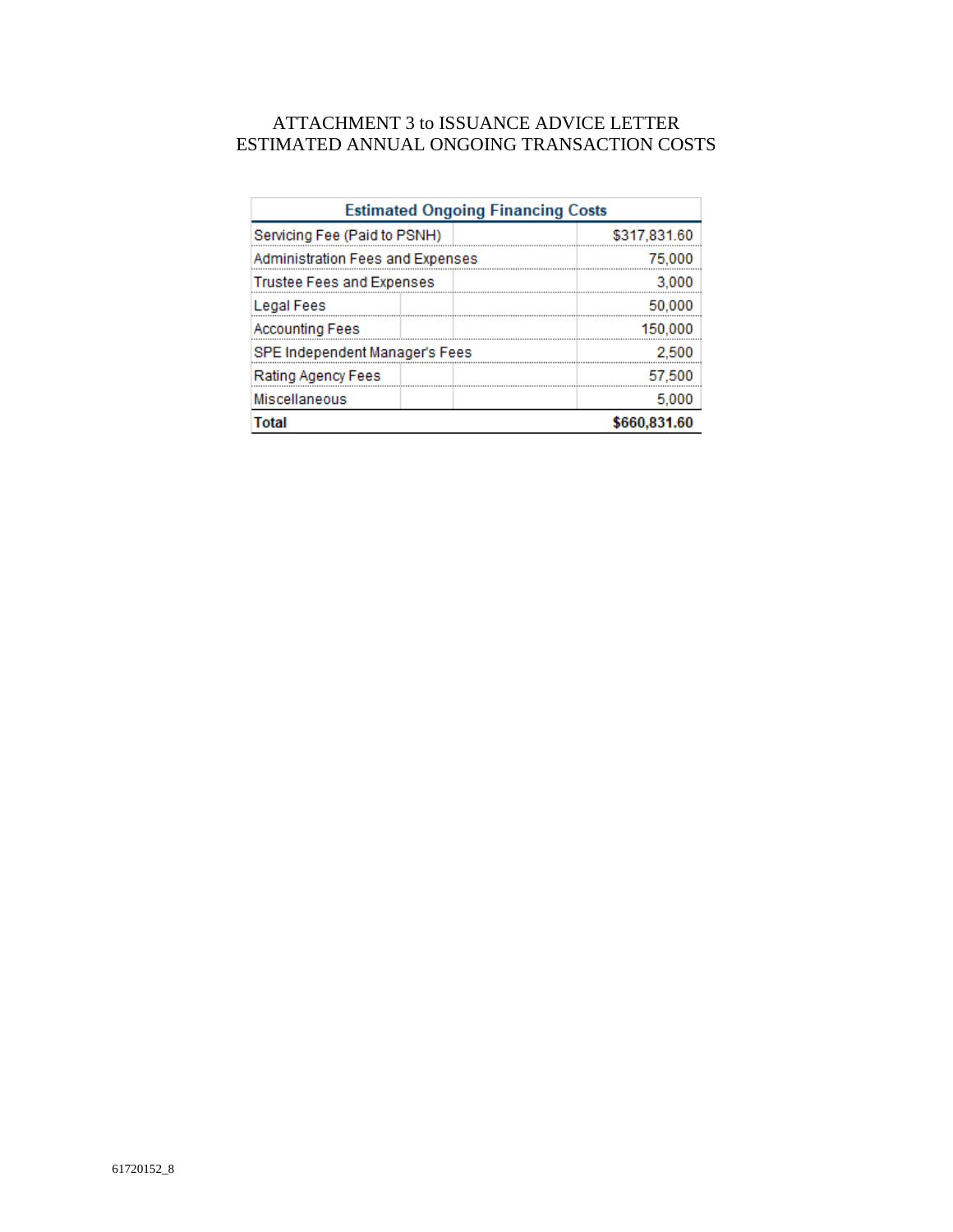# ATTACHMENT 3 to ISSUANCE ADVICE LETTER
# ESTIMATED ANNUAL ONGOING TRANSACTION COSTS

| Estimated Ongoing Financing Costs | |
|---|---|
| Servicing Fee (Paid to PSNH) | $317,831.60 |
| Administration Fees and Expenses | 75,000 |
| Trustee Fees and Expenses | 3,000 |
| Legal Fees | 50,000 |
| Accounting Fees | 150,000 |
| SPE Independent Manager's Fees | 2,500 |
| Rating Agency Fees | 57,500 |
| Miscellaneous | 5,000 |
| **Total** | **$660,831.60** |

61720152_8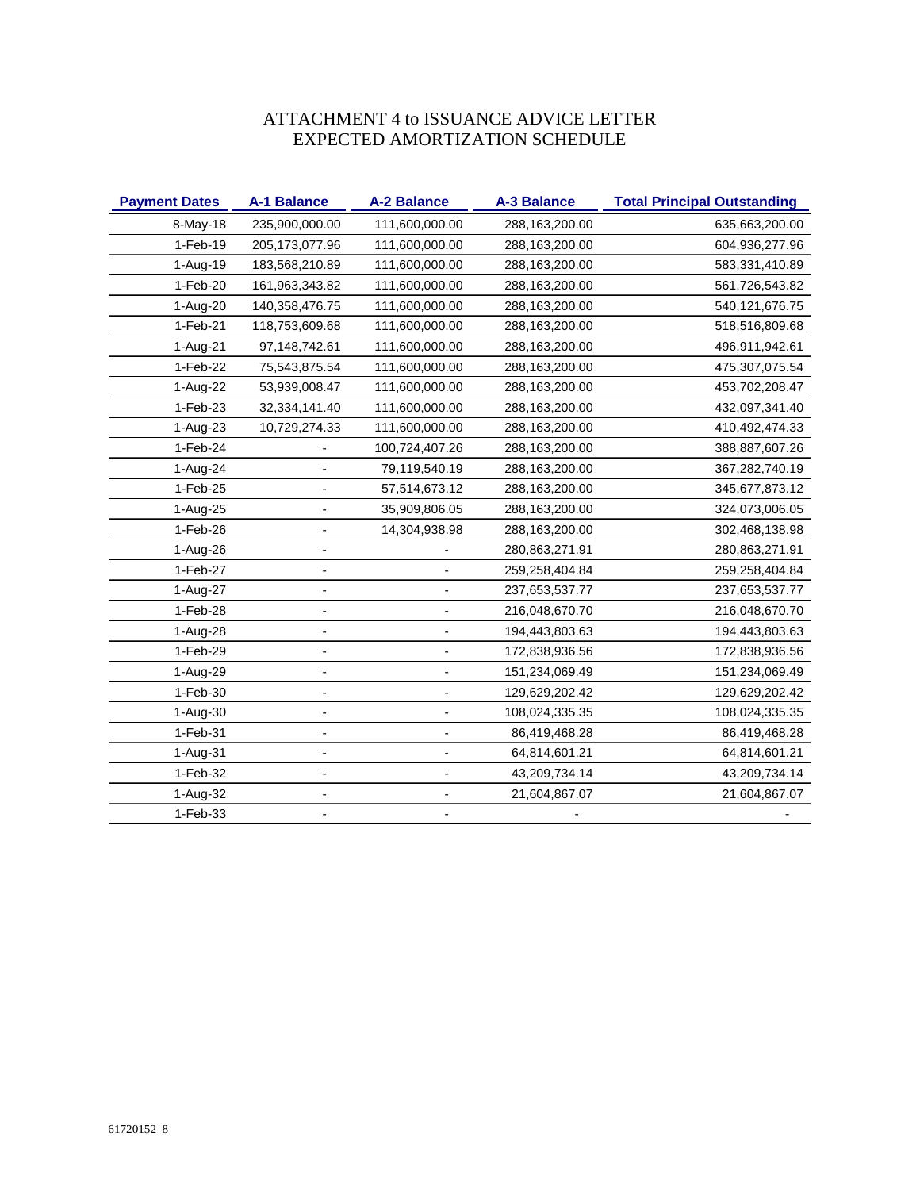# ATTACHMENT 4 to ISSUANCE ADVICE LETTER
## EXPECTED AMORTIZATION SCHEDULE

| Payment Dates | A-1 Balance | A-2 Balance | A-3 Balance | Total Principal Outstanding |
|---|---|---|---|---|
| 8-May-18 | 235,900,000.00 | 111,600,000.00 | 288,163,200.00 | 635,663,200.00 |
| 1-Feb-19 | 205,173,077.96 | 111,600,000.00 | 288,163,200.00 | 604,936,277.96 |
| 1-Aug-19 | 183,568,210.89 | 111,600,000.00 | 288,163,200.00 | 583,331,410.89 |
| 1-Feb-20 | 161,963,343.82 | 111,600,000.00 | 288,163,200.00 | 561,726,543.82 |
| 1-Aug-20 | 140,358,476.75 | 111,600,000.00 | 288,163,200.00 | 540,121,676.75 |
| 1-Feb-21 | 118,753,609.68 | 111,600,000.00 | 288,163,200.00 | 518,516,809.68 |
| 1-Aug-21 | 97,148,742.61 | 111,600,000.00 | 288,163,200.00 | 496,911,942.61 |
| 1-Feb-22 | 75,543,875.54 | 111,600,000.00 | 288,163,200.00 | 475,307,075.54 |
| 1-Aug-22 | 53,939,008.47 | 111,600,000.00 | 288,163,200.00 | 453,702,208.47 |
| 1-Feb-23 | 32,334,141.40 | 111,600,000.00 | 288,163,200.00 | 432,097,341.40 |
| 1-Aug-23 | 10,729,274.33 | 111,600,000.00 | 288,163,200.00 | 410,492,474.33 |
| 1-Feb-24 | - | 100,724,407.26 | 288,163,200.00 | 388,887,607.26 |
| 1-Aug-24 | - | 79,119,540.19 | 288,163,200.00 | 367,282,740.19 |
| 1-Feb-25 | - | 57,514,673.12 | 288,163,200.00 | 345,677,873.12 |
| 1-Aug-25 | - | 35,909,806.05 | 288,163,200.00 | 324,073,006.05 |
| 1-Feb-26 | - | 14,304,938.98 | 288,163,200.00 | 302,468,138.98 |
| 1-Aug-26 | - | - | 280,863,271.91 | 280,863,271.91 |
| 1-Feb-27 | - | - | 259,258,404.84 | 259,258,404.84 |
| 1-Aug-27 | - | - | 237,653,537.77 | 237,653,537.77 |
| 1-Feb-28 | - | - | 216,048,670.70 | 216,048,670.70 |
| 1-Aug-28 | - | - | 194,443,803.63 | 194,443,803.63 |
| 1-Feb-29 | - | - | 172,838,936.56 | 172,838,936.56 |
| 1-Aug-29 | - | - | 151,234,069.49 | 151,234,069.49 |
| 1-Feb-30 | - | - | 129,629,202.42 | 129,629,202.42 |
| 1-Aug-30 | - | - | 108,024,335.35 | 108,024,335.35 |
| 1-Feb-31 | - | - | 86,419,468.28 | 86,419,468.28 |
| 1-Aug-31 | - | - | 64,814,601.21 | 64,814,601.21 |
| 1-Feb-32 | - | - | 43,209,734.14 | 43,209,734.14 |
| 1-Aug-32 | - | - | 21,604,867.07 | 21,604,867.07 |
| 1-Feb-33 | - | - | - | - |

61720152_8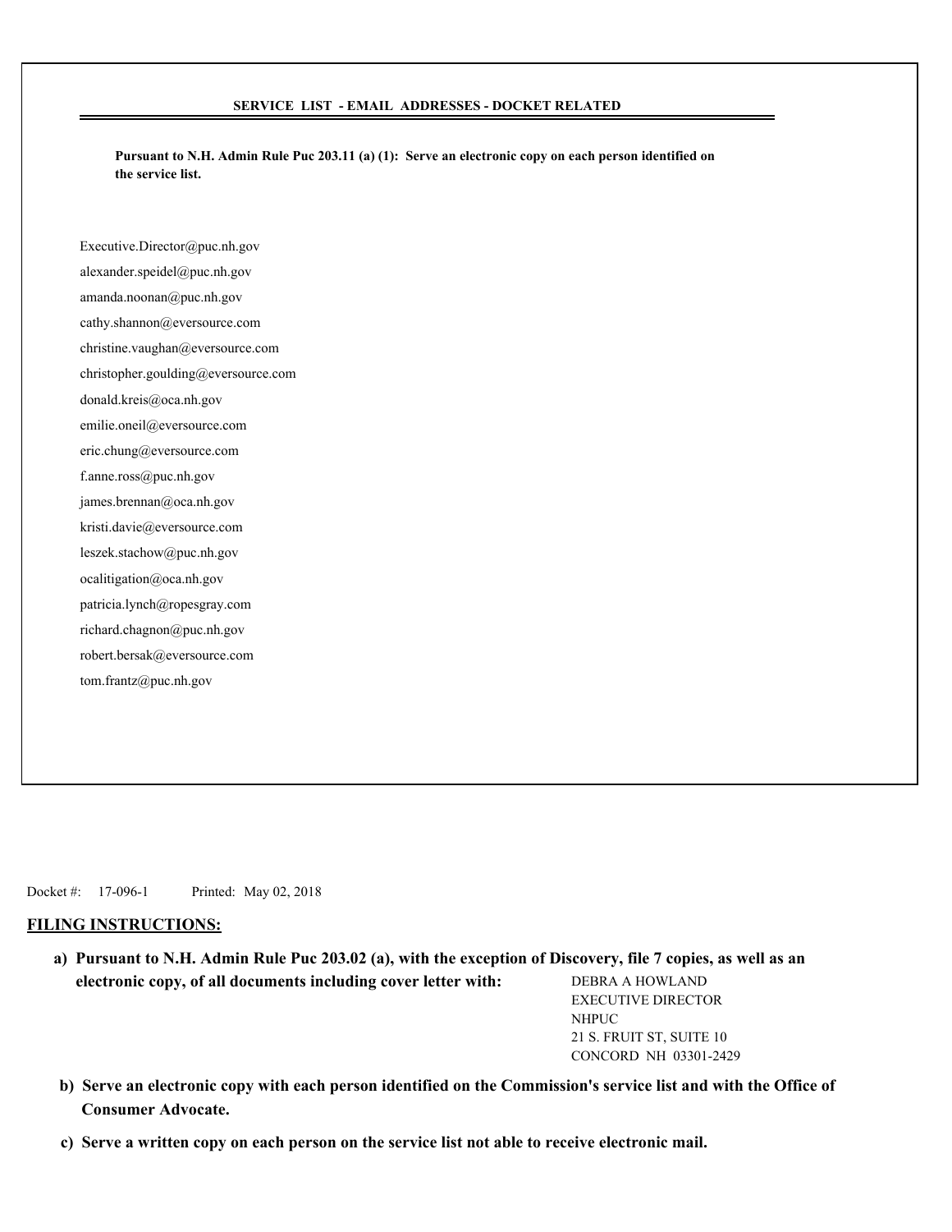**SERVICE LIST - EMAIL ADDRESSES - DOCKET RELATED**

**Pursuant to N.H. Admin Rule Puc 203.11 (a) (1): Serve an electronic copy on each person identified on the service list.**

Executive.Director@puc.nh.gov
alexander.speidel@puc.nh.gov
amanda.noonan@puc.nh.gov
cathy.shannon@eversource.com
christine.vaughan@eversource.com
christopher.goulding@eversource.com
donald.kreis@oca.nh.gov
emilie.oneil@eversource.com
eric.chung@eversource.com
f.anne.ross@puc.nh.gov
james.brennan@oca.nh.gov
kristi.davie@eversource.com
leszek.stachow@puc.nh.gov
ocalitigation@oca.nh.gov
patricia.lynch@ropesgray.com
richard.chagnon@puc.nh.gov
robert.bersak@eversource.com
tom.frantz@puc.nh.gov

Docket #: 17-096-1 Printed: May 02, 2018

**FILING INSTRUCTIONS:**

**a) Pursuant to N.H. Admin Rule Puc 203.02 (a), with the exception of Discovery, file 7 copies, as well as an electronic copy, of all documents including cover letter with:**

DEBRA A HOWLAND
EXECUTIVE DIRECTOR
NHPUC
21 S. FRUIT ST, SUITE 10
CONCORD NH 03301-2429

**b) Serve an electronic copy with each person identified on the Commission's service list and with the Office of Consumer Advocate.**

**c) Serve a written copy on each person on the service list not able to receive electronic mail.**